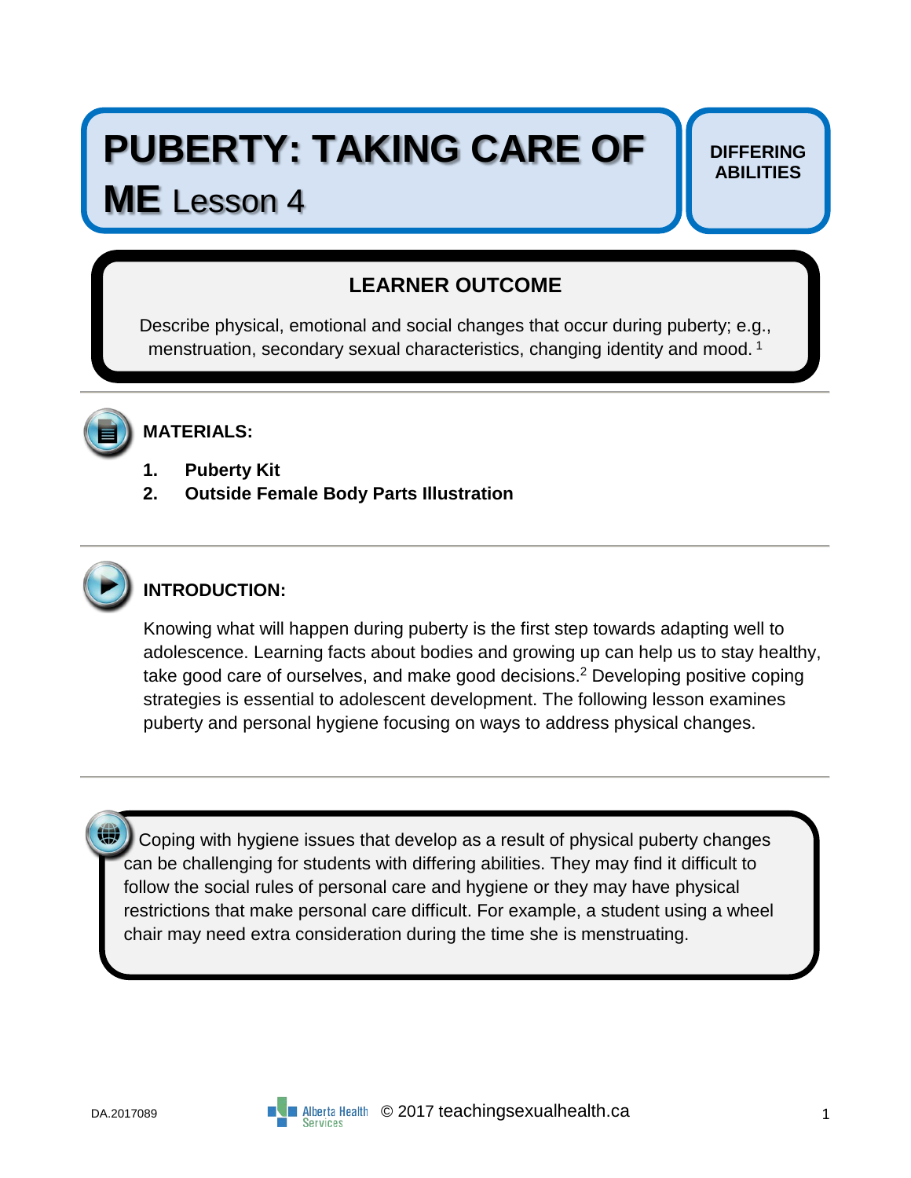# PUBERTY: TAKING CARE OF ME Lesson 4

**DIFFERING ABILITIES**

## LEARNER OUTCOME

Describe physical, emotional and social changes that occur during puberty; e.g., menstruation, secondary sexual characteristics, changing identity and mood.[1]

## MATERIALS:

1. **Puberty Kit**
2. **Outside Female Body Parts Illustration**

## INTRODUCTION:

Knowing what will happen during puberty is the first step towards adapting well to adolescence. Learning facts about bodies and growing up can help us to stay healthy, take good care of ourselves, and make good decisions.[2] Developing positive coping strategies is essential to adolescent development. The following lesson examines puberty and personal hygiene focusing on ways to address physical changes.

Coping with hygiene issues that develop as a result of physical puberty changes can be challenging for students with differing abilities. They may find it difficult to follow the social rules of personal care and hygiene or they may have physical restrictions that make personal care difficult. For example, a student using a wheel chair may need extra consideration during the time she is menstruating.

DA.2017089 © 2017 teachingsexualhealth.ca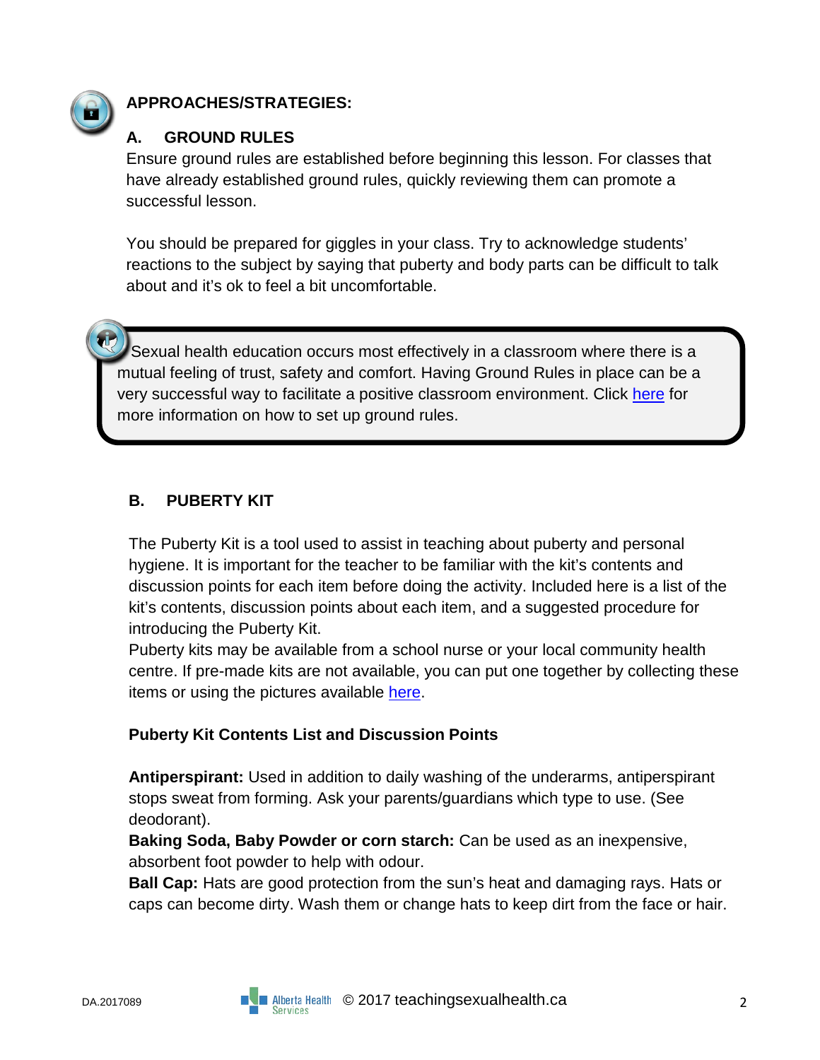## APPROACHES/STRATEGIES:

### A. GROUND RULES

Ensure ground rules are established before beginning this lesson. For classes that have already established ground rules, quickly reviewing them can promote a successful lesson.

You should be prepared for giggles in your class. Try to acknowledge students' reactions to the subject by saying that puberty and body parts can be difficult to talk about and it's ok to feel a bit uncomfortable.

> Sexual health education occurs most effectively in a classroom where there is a mutual feeling of trust, safety and comfort. Having Ground Rules in place can be a very successful way to facilitate a positive classroom environment. Click here for more information on how to set up ground rules.

### B. PUBERTY KIT

The Puberty Kit is a tool used to assist in teaching about puberty and personal hygiene. It is important for the teacher to be familiar with the kit's contents and discussion points for each item before doing the activity. Included here is a list of the kit's contents, discussion points about each item, and a suggested procedure for introducing the Puberty Kit.

Puberty kits may be available from a school nurse or your local community health centre. If pre-made kits are not available, you can put one together by collecting these items or using the pictures available here.

**Puberty Kit Contents List and Discussion Points**

**Antiperspirant:** Used in addition to daily washing of the underarms, antiperspirant stops sweat from forming. Ask your parents/guardians which type to use. (See deodorant).

**Baking Soda, Baby Powder or corn starch:** Can be used as an inexpensive, absorbent foot powder to help with odour.

**Ball Cap:** Hats are good protection from the sun's heat and damaging rays. Hats or caps can become dirty. Wash them or change hats to keep dirt from the face or hair.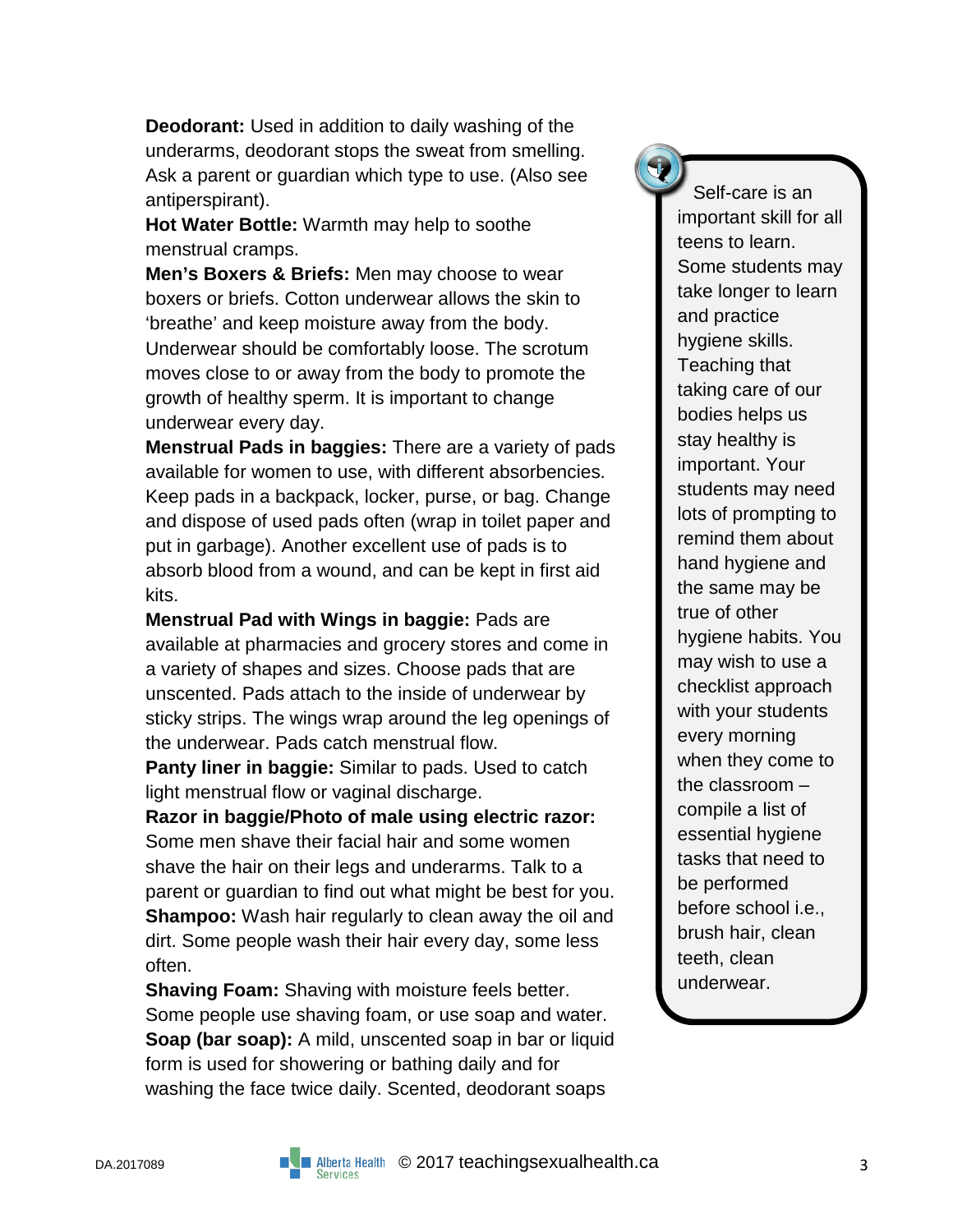**Deodorant:** Used in addition to daily washing of the underarms, deodorant stops the sweat from smelling. Ask a parent or guardian which type to use. (Also see antiperspirant).

**Hot Water Bottle:** Warmth may help to soothe menstrual cramps.

**Men's Boxers & Briefs:** Men may choose to wear boxers or briefs. Cotton underwear allows the skin to 'breathe' and keep moisture away from the body. Underwear should be comfortably loose. The scrotum moves close to or away from the body to promote the growth of healthy sperm. It is important to change underwear every day.

**Menstrual Pads in baggies:** There are a variety of pads available for women to use, with different absorbencies. Keep pads in a backpack, locker, purse, or bag. Change and dispose of used pads often (wrap in toilet paper and put in garbage). Another excellent use of pads is to absorb blood from a wound, and can be kept in first aid kits.

**Menstrual Pad with Wings in baggie:** Pads are available at pharmacies and grocery stores and come in a variety of shapes and sizes. Choose pads that are unscented. Pads attach to the inside of underwear by sticky strips. The wings wrap around the leg openings of the underwear. Pads catch menstrual flow.

**Panty liner in baggie:** Similar to pads. Used to catch light menstrual flow or vaginal discharge.

**Razor in baggie/Photo of male using electric razor:** Some men shave their facial hair and some women shave the hair on their legs and underarms. Talk to a parent or guardian to find out what might be best for you.

**Shampoo:** Wash hair regularly to clean away the oil and dirt. Some people wash their hair every day, some less often.

**Shaving Foam:** Shaving with moisture feels better. Some people use shaving foam, or use soap and water.

**Soap (bar soap):** A mild, unscented soap in bar or liquid form is used for showering or bathing daily and for washing the face twice daily. Scented, deodorant soaps

> Self-care is an important skill for all teens to learn. Some students may take longer to learn and practice hygiene skills. Teaching that taking care of our bodies helps us stay healthy is important. Your students may need lots of prompting to remind them about hand hygiene and the same may be true of other hygiene habits. You may wish to use a checklist approach with your students every morning when they come to the classroom – compile a list of essential hygiene tasks that need to be performed before school i.e., brush hair, clean teeth, clean underwear.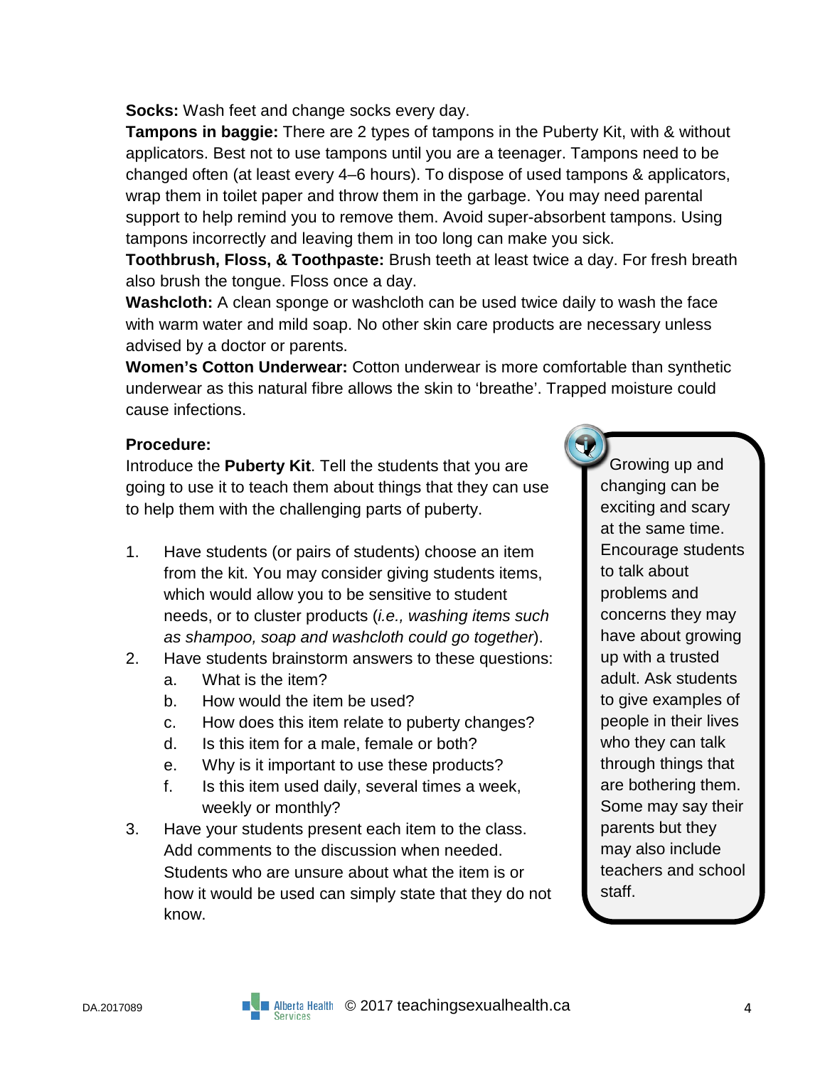**Socks:** Wash feet and change socks every day.

**Tampons in baggie:** There are 2 types of tampons in the Puberty Kit, with & without applicators. Best not to use tampons until you are a teenager. Tampons need to be changed often (at least every 4–6 hours). To dispose of used tampons & applicators, wrap them in toilet paper and throw them in the garbage. You may need parental support to help remind you to remove them. Avoid super-absorbent tampons. Using tampons incorrectly and leaving them in too long can make you sick.

**Toothbrush, Floss, & Toothpaste:** Brush teeth at least twice a day. For fresh breath also brush the tongue. Floss once a day.

**Washcloth:** A clean sponge or washcloth can be used twice daily to wash the face with warm water and mild soap. No other skin care products are necessary unless advised by a doctor or parents.

**Women's Cotton Underwear:** Cotton underwear is more comfortable than synthetic underwear as this natural fibre allows the skin to 'breathe'. Trapped moisture could cause infections.

**Procedure:**

Introduce the **Puberty Kit**. Tell the students that you are going to use it to teach them about things that they can use to help them with the challenging parts of puberty.

1. Have students (or pairs of students) choose an item from the kit. You may consider giving students items, which would allow you to be sensitive to student needs, or to cluster products (*i.e., washing items such as shampoo, soap and washcloth could go together*).
2. Have students brainstorm answers to these questions:
   a. What is the item?
   b. How would the item be used?
   c. How does this item relate to puberty changes?
   d. Is this item for a male, female or both?
   e. Why is it important to use these products?
   f. Is this item used daily, several times a week, weekly or monthly?
3. Have your students present each item to the class. Add comments to the discussion when needed. Students who are unsure about what the item is or how it would be used can simply state that they do not know.

> Growing up and changing can be exciting and scary at the same time. Encourage students to talk about problems and concerns they may have about growing up with a trusted adult. Ask students to give examples of people in their lives who they can talk through things that are bothering them. Some may say their parents but they may also include teachers and school staff.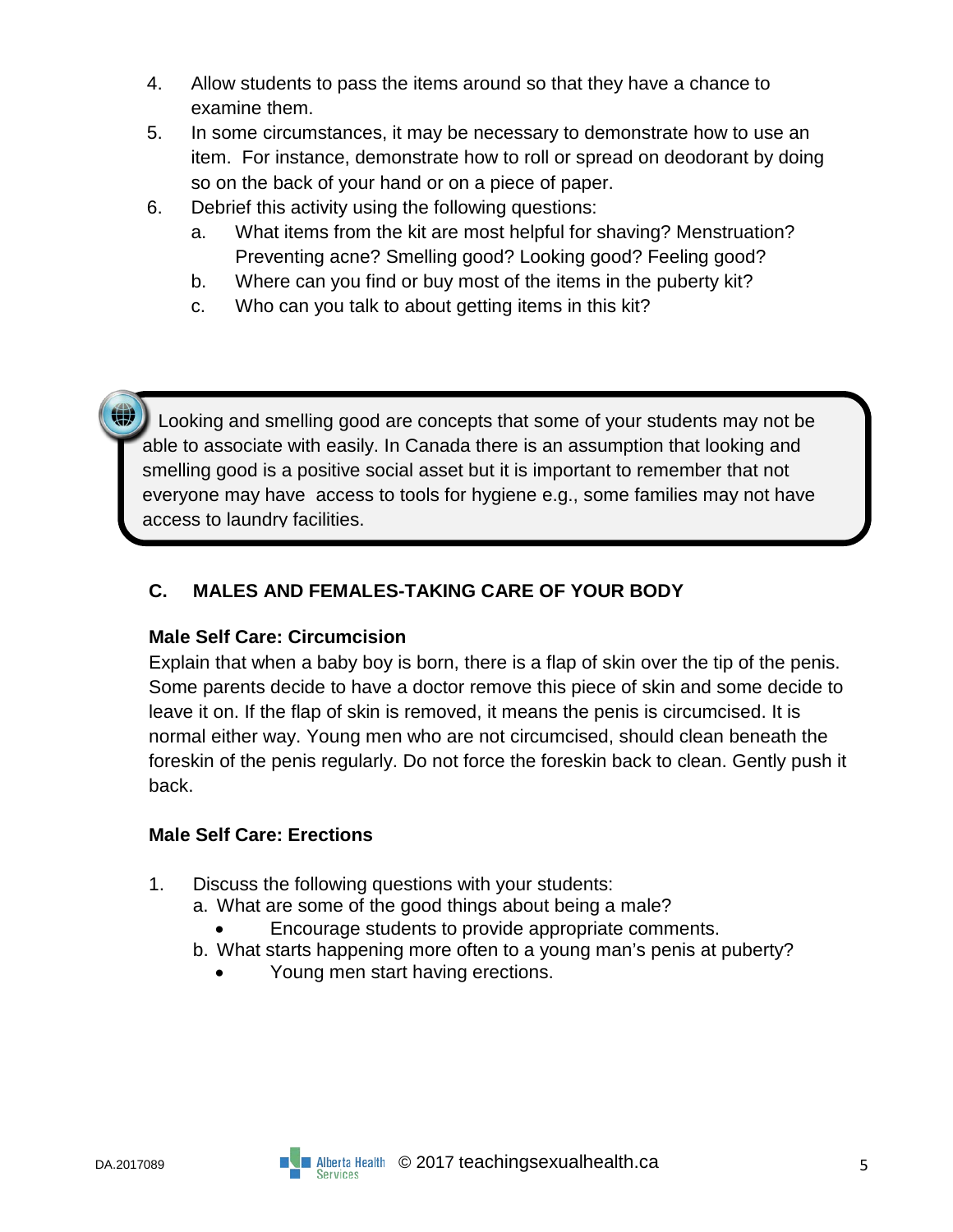4. Allow students to pass the items around so that they have a chance to examine them.
5. In some circumstances, it may be necessary to demonstrate how to use an item. For instance, demonstrate how to roll or spread on deodorant by doing so on the back of your hand or on a piece of paper.
6. Debrief this activity using the following questions:
   a. What items from the kit are most helpful for shaving? Menstruation? Preventing acne? Smelling good? Looking good? Feeling good?
   b. Where can you find or buy most of the items in the puberty kit?
   c. Who can you talk to about getting items in this kit?

> Looking and smelling good are concepts that some of your students may not be able to associate with easily. In Canada there is an assumption that looking and smelling good is a positive social asset but it is important to remember that not everyone may have access to tools for hygiene e.g., some families may not have access to laundry facilities.

## C. MALES AND FEMALES-TAKING CARE OF YOUR BODY

### Male Self Care: Circumcision

Explain that when a baby boy is born, there is a flap of skin over the tip of the penis. Some parents decide to have a doctor remove this piece of skin and some decide to leave it on. If the flap of skin is removed, it means the penis is circumcised. It is normal either way. Young men who are not circumcised, should clean beneath the foreskin of the penis regularly. Do not force the foreskin back to clean. Gently push it back.

### Male Self Care: Erections

1. Discuss the following questions with your students:
   a. What are some of the good things about being a male?
      - Encourage students to provide appropriate comments.
   b. What starts happening more often to a young man's penis at puberty?
      - Young men start having erections.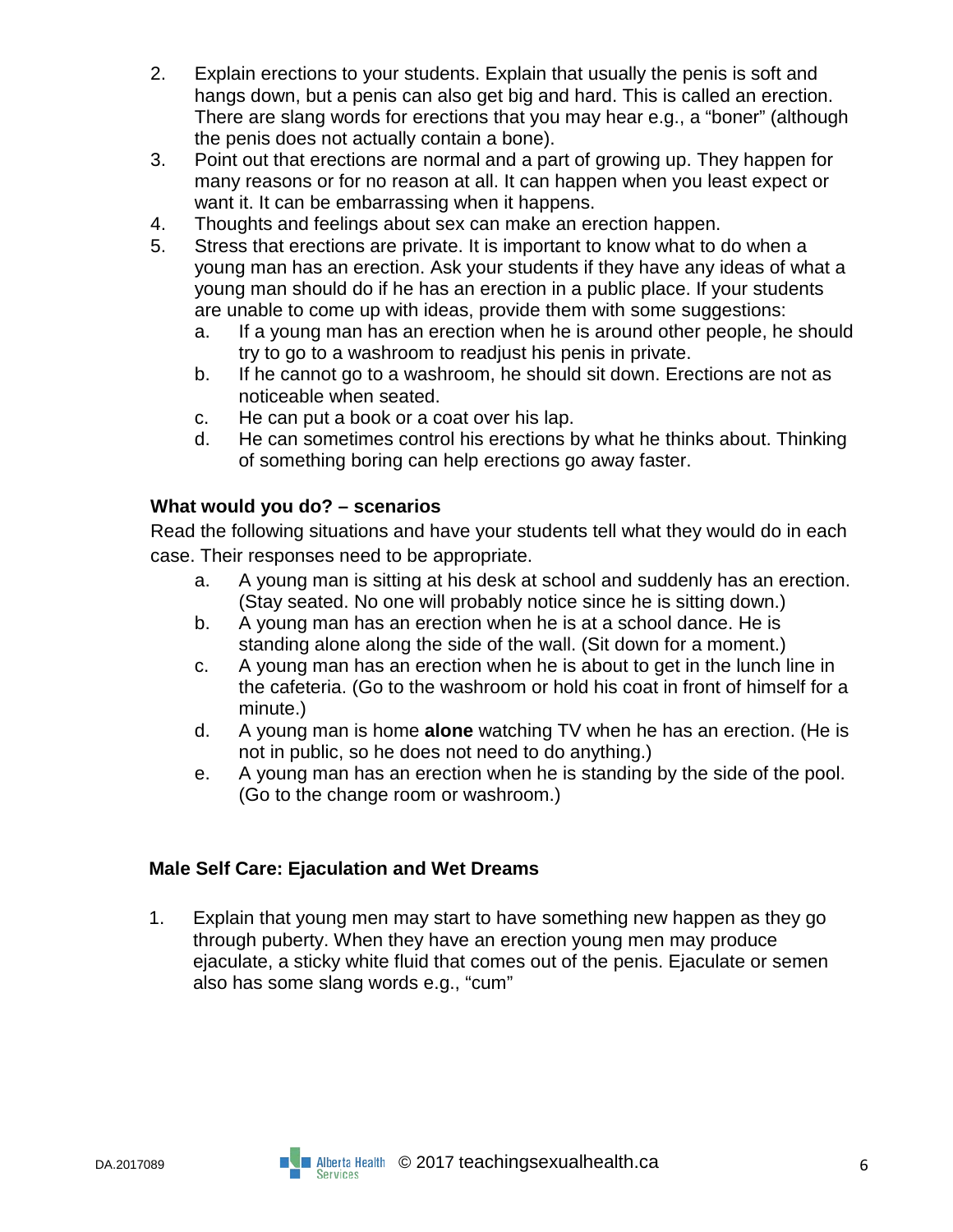2. Explain erections to your students. Explain that usually the penis is soft and hangs down, but a penis can also get big and hard. This is called an erection. There are slang words for erections that you may hear e.g., a "boner" (although the penis does not actually contain a bone).
3. Point out that erections are normal and a part of growing up. They happen for many reasons or for no reason at all. It can happen when you least expect or want it. It can be embarrassing when it happens.
4. Thoughts and feelings about sex can make an erection happen.
5. Stress that erections are private. It is important to know what to do when a young man has an erection. Ask your students if they have any ideas of what a young man should do if he has an erection in a public place. If your students are unable to come up with ideas, provide them with some suggestions:
   a. If a young man has an erection when he is around other people, he should try to go to a washroom to readjust his penis in private.
   b. If he cannot go to a washroom, he should sit down. Erections are not as noticeable when seated.
   c. He can put a book or a coat over his lap.
   d. He can sometimes control his erections by what he thinks about. Thinking of something boring can help erections go away faster.

**What would you do? – scenarios**

Read the following situations and have your students tell what they would do in each case. Their responses need to be appropriate.

a. A young man is sitting at his desk at school and suddenly has an erection. (Stay seated. No one will probably notice since he is sitting down.)
b. A young man has an erection when he is at a school dance. He is standing alone along the side of the wall. (Sit down for a moment.)
c. A young man has an erection when he is about to get in the lunch line in the cafeteria. (Go to the washroom or hold his coat in front of himself for a minute.)
d. A young man is home **alone** watching TV when he has an erection. (He is not in public, so he does not need to do anything.)
e. A young man has an erection when he is standing by the side of the pool. (Go to the change room or washroom.)

**Male Self Care: Ejaculation and Wet Dreams**

1. Explain that young men may start to have something new happen as they go through puberty. When they have an erection young men may produce ejaculate, a sticky white fluid that comes out of the penis. Ejaculate or semen also has some slang words e.g., "cum"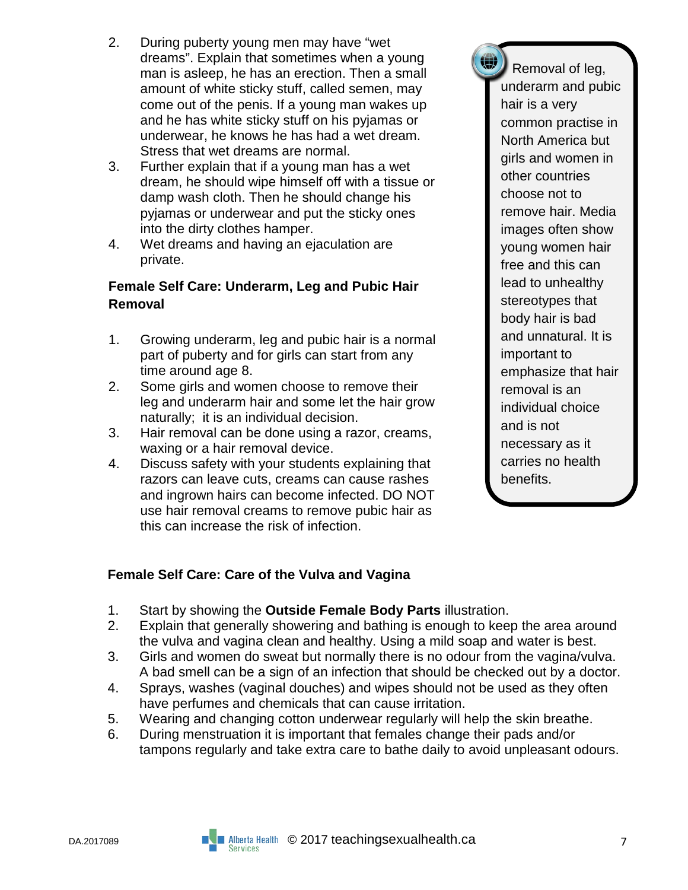2. During puberty young men may have "wet dreams". Explain that sometimes when a young man is asleep, he has an erection. Then a small amount of white sticky stuff, called semen, may come out of the penis. If a young man wakes up and he has white sticky stuff on his pyjamas or underwear, he knows he has had a wet dream. Stress that wet dreams are normal.
3. Further explain that if a young man has a wet dream, he should wipe himself off with a tissue or damp wash cloth. Then he should change his pyjamas or underwear and put the sticky ones into the dirty clothes hamper.
4. Wet dreams and having an ejaculation are private.

### Female Self Care: Underarm, Leg and Pubic Hair Removal

1. Growing underarm, leg and pubic hair is a normal part of puberty and for girls can start from any time around age 8.
2. Some girls and women choose to remove their leg and underarm hair and some let the hair grow naturally; it is an individual decision.
3. Hair removal can be done using a razor, creams, waxing or a hair removal device.
4. Discuss safety with your students explaining that razors can leave cuts, creams can cause rashes and ingrown hairs can become infected. DO NOT use hair removal creams to remove pubic hair as this can increase the risk of infection.

> Removal of leg, underarm and pubic hair is a very common practise in North America but girls and women in other countries choose not to remove hair. Media images often show young women hair free and this can lead to unhealthy stereotypes that body hair is bad and unnatural. It is important to emphasize that hair removal is an individual choice and is not necessary as it carries no health benefits.

### Female Self Care: Care of the Vulva and Vagina

1. Start by showing the **Outside Female Body Parts** illustration.
2. Explain that generally showering and bathing is enough to keep the area around the vulva and vagina clean and healthy. Using a mild soap and water is best.
3. Girls and women do sweat but normally there is no odour from the vagina/vulva. A bad smell can be a sign of an infection that should be checked out by a doctor.
4. Sprays, washes (vaginal douches) and wipes should not be used as they often have perfumes and chemicals that can cause irritation.
5. Wearing and changing cotton underwear regularly will help the skin breathe.
6. During menstruation it is important that females change their pads and/or tampons regularly and take extra care to bathe daily to avoid unpleasant odours.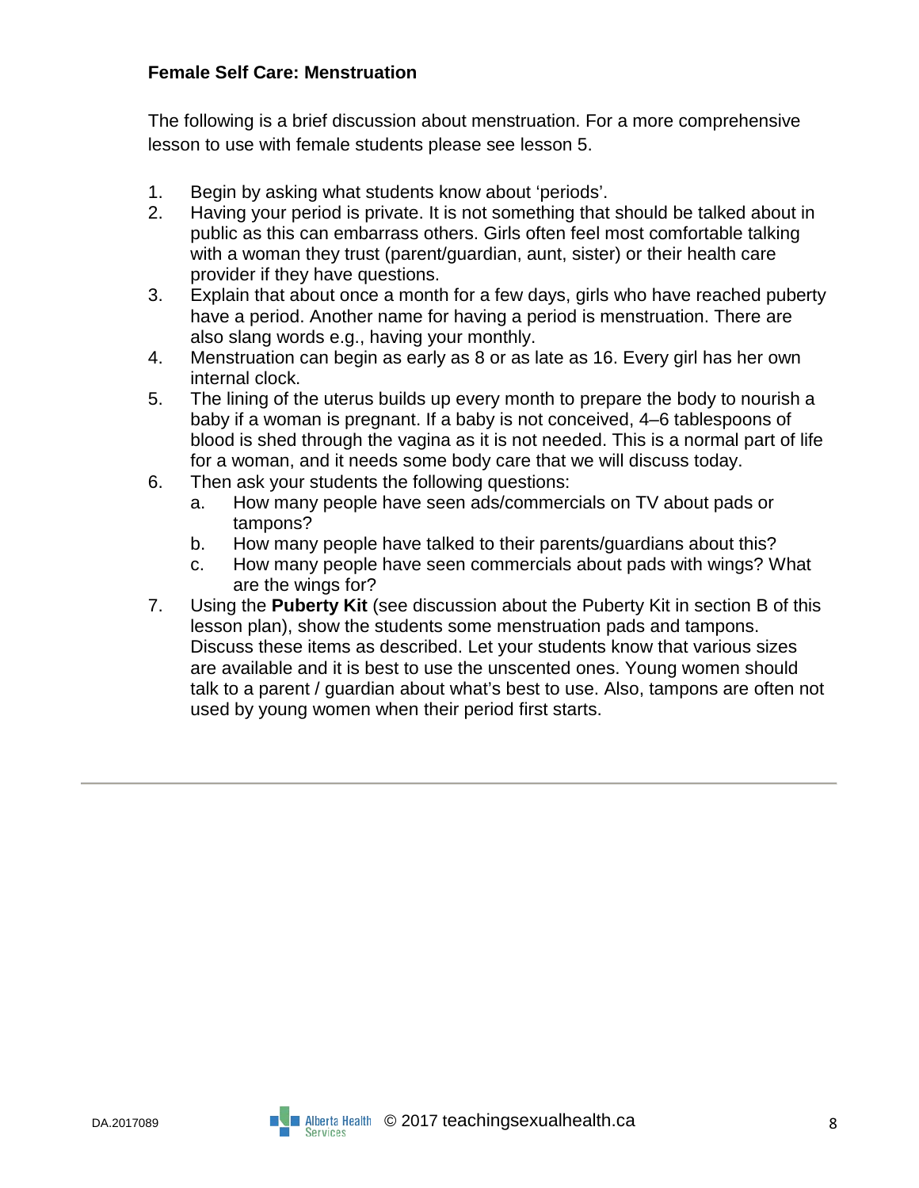**Female Self Care: Menstruation**

The following is a brief discussion about menstruation. For a more comprehensive lesson to use with female students please see lesson 5.

1. Begin by asking what students know about 'periods'.
2. Having your period is private. It is not something that should be talked about in public as this can embarrass others. Girls often feel most comfortable talking with a woman they trust (parent/guardian, aunt, sister) or their health care provider if they have questions.
3. Explain that about once a month for a few days, girls who have reached puberty have a period. Another name for having a period is menstruation. There are also slang words e.g., having your monthly.
4. Menstruation can begin as early as 8 or as late as 16. Every girl has her own internal clock.
5. The lining of the uterus builds up every month to prepare the body to nourish a baby if a woman is pregnant. If a baby is not conceived, 4–6 tablespoons of blood is shed through the vagina as it is not needed. This is a normal part of life for a woman, and it needs some body care that we will discuss today.
6. Then ask your students the following questions:
   a. How many people have seen ads/commercials on TV about pads or tampons?
   b. How many people have talked to their parents/guardians about this?
   c. How many people have seen commercials about pads with wings? What are the wings for?
7. Using the **Puberty Kit** (see discussion about the Puberty Kit in section B of this lesson plan), show the students some menstruation pads and tampons. Discuss these items as described. Let your students know that various sizes are available and it is best to use the unscented ones. Young women should talk to a parent / guardian about what's best to use. Also, tampons are often not used by young women when their period first starts.

---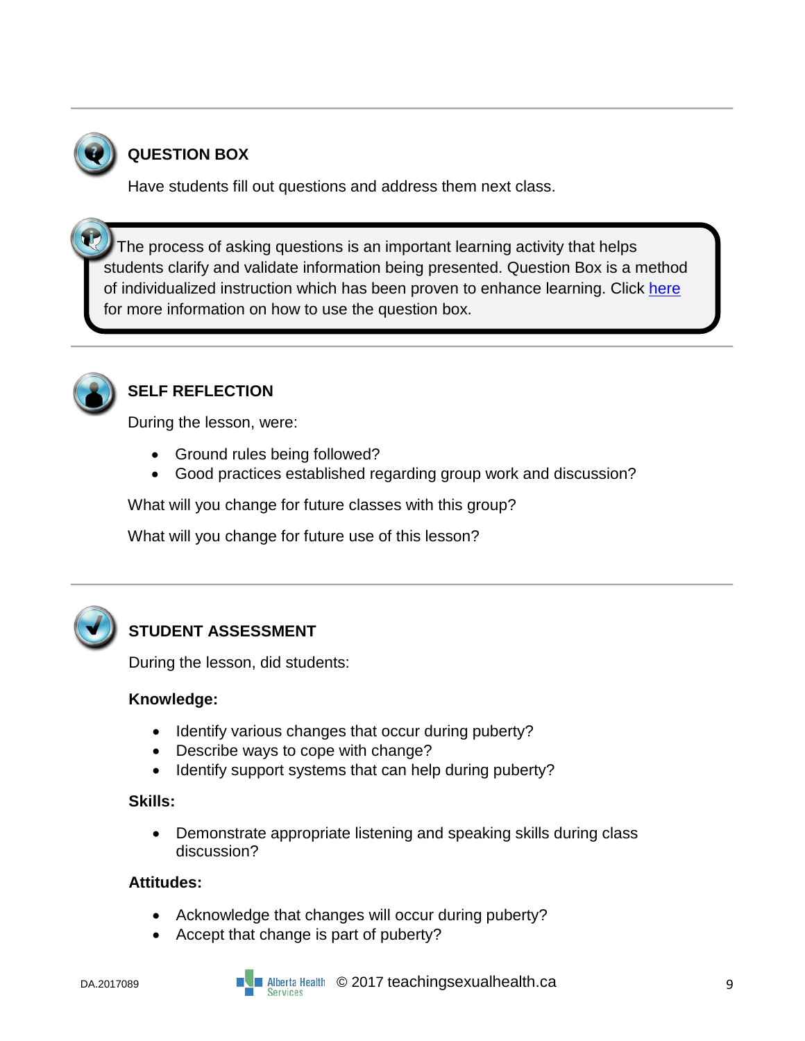## QUESTION BOX

Have students fill out questions and address them next class.

> The process of asking questions is an important learning activity that helps students clarify and validate information being presented. Question Box is a method of individualized instruction which has been proven to enhance learning. Click here for more information on how to use the question box.

## SELF REFLECTION

During the lesson, were:

- Ground rules being followed?
- Good practices established regarding group work and discussion?

What will you change for future classes with this group?

What will you change for future use of this lesson?

## STUDENT ASSESSMENT

During the lesson, did students:

**Knowledge:**

- Identify various changes that occur during puberty?
- Describe ways to cope with change?
- Identify support systems that can help during puberty?

**Skills:**

- Demonstrate appropriate listening and speaking skills during class discussion?

**Attitudes:**

- Acknowledge that changes will occur during puberty?
- Accept that change is part of puberty?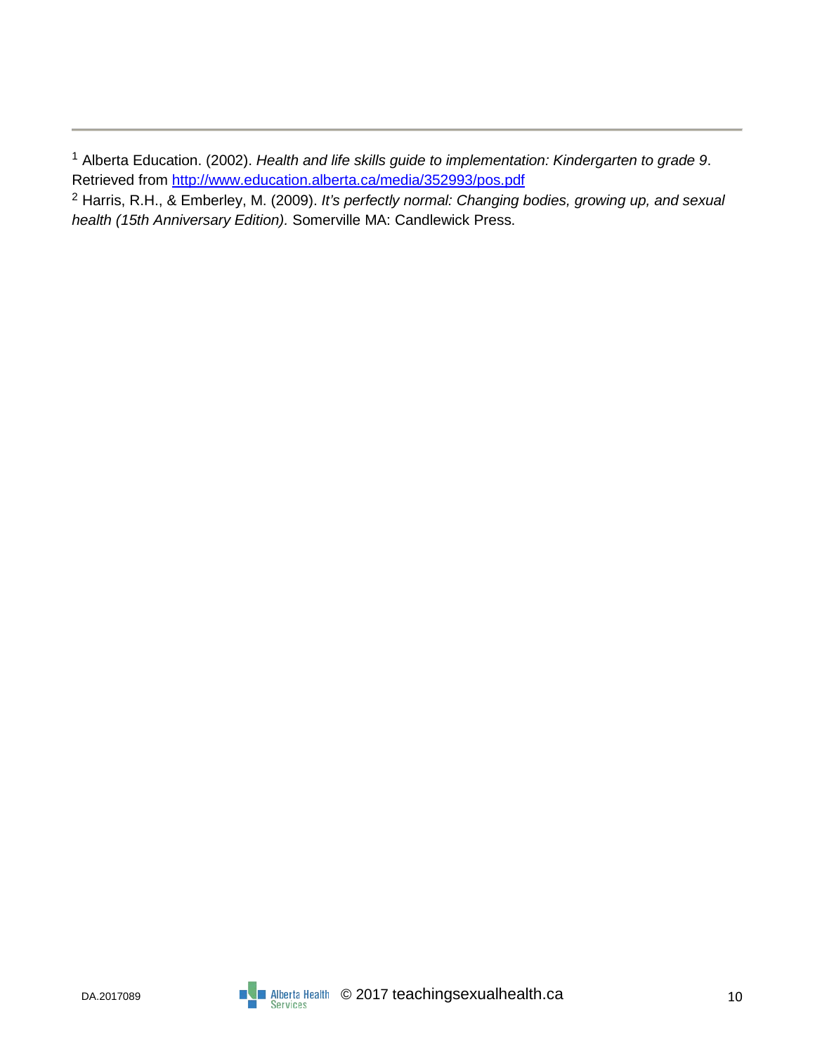---

[1] Alberta Education. (2002). *Health and life skills guide to implementation: Kindergarten to grade 9*. Retrieved from [http://www.education.alberta.ca/media/352993/pos.pdf](http://www.education.alberta.ca/media/352993/pos.pdf)

[2] Harris, R.H., & Emberley, M. (2009). *It's perfectly normal: Changing bodies, growing up, and sexual health (15th Anniversary Edition).* Somerville MA: Candlewick Press.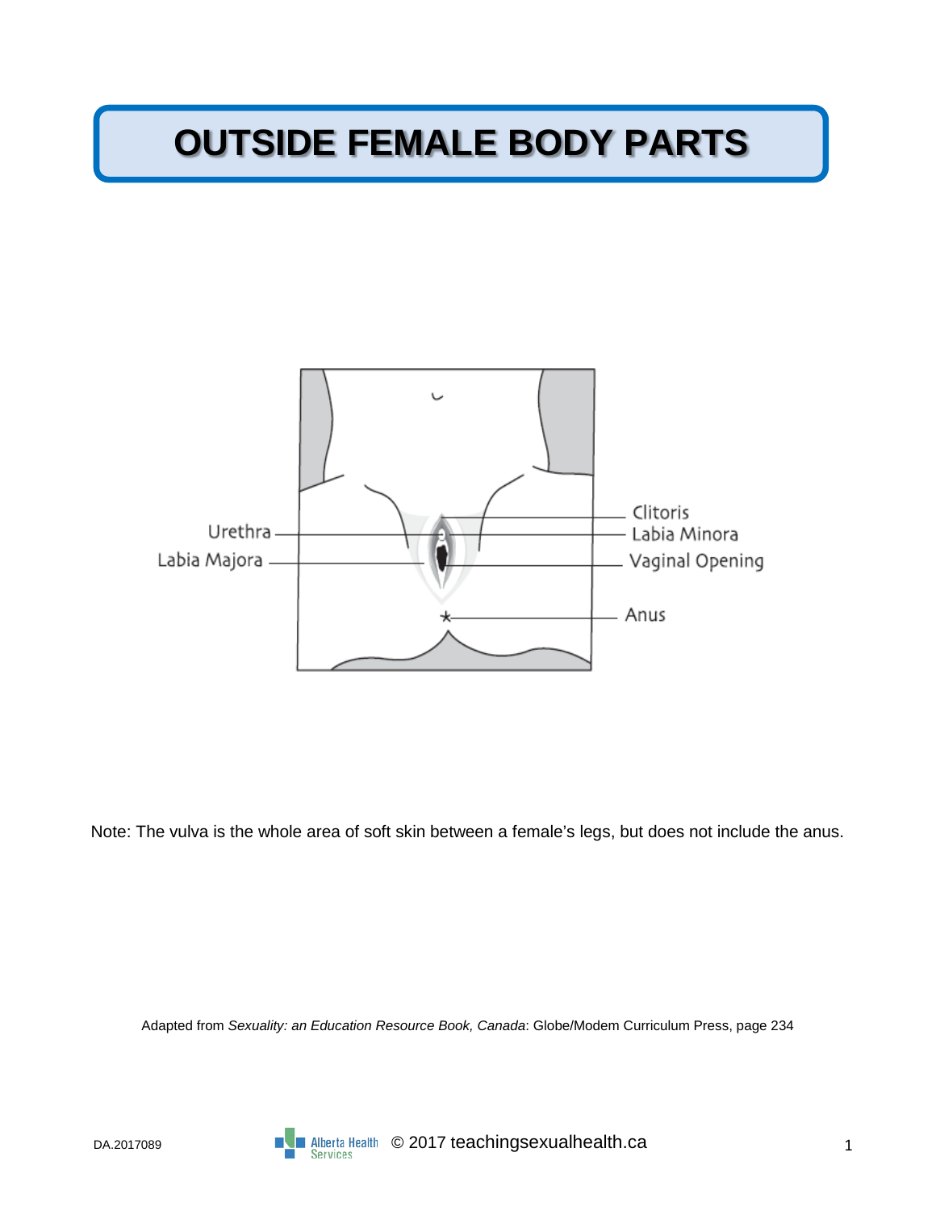# OUTSIDE FEMALE BODY PARTS

Clitoris

Urethra

Labia Minora

Labia Majora

Vaginal Opening

Anus

Note: The vulva is the whole area of soft skin between a female's legs, but does not include the anus.

Adapted from *Sexuality: an Education Resource Book, Canada*: Globe/Modem Curriculum Press, page 234

DA.2017089

Alberta Health Services © 2017 teachingsexualhealth.ca